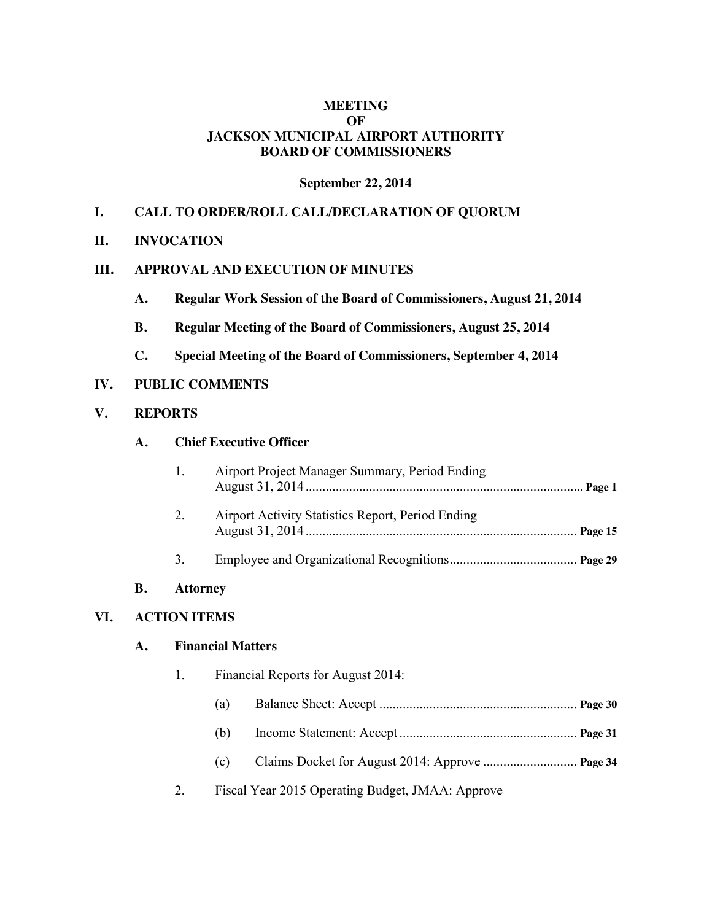# MEETING
# OF
# JACKSON MUNICIPAL AIRPORT AUTHORITY
# BOARD OF COMMISSIONERS

**September 22, 2014**

## I. CALL TO ORDER/ROLL CALL/DECLARATION OF QUORUM

## II. INVOCATION

## III. APPROVAL AND EXECUTION OF MINUTES

**A. Regular Work Session of the Board of Commissioners, August 21, 2014**

**B. Regular Meeting of the Board of Commissioners, August 25, 2014**

**C. Special Meeting of the Board of Commissioners, September 4, 2014**

## IV. PUBLIC COMMENTS

## V. REPORTS

### A. Chief Executive Officer

1. Airport Project Manager Summary, Period Ending August 31, 2014 ........ **Page 1**

2. Airport Activity Statistics Report, Period Ending August 31, 2014 ........ **Page 15**

3. Employee and Organizational Recognitions ........ **Page 29**

### B. Attorney

## VI. ACTION ITEMS

### A. Financial Matters

1. Financial Reports for August 2014:

   (a) Balance Sheet: Accept ........ **Page 30**

   (b) Income Statement: Accept ........ **Page 31**

   (c) Claims Docket for August 2014: Approve ........ **Page 34**

2. Fiscal Year 2015 Operating Budget, JMAA: Approve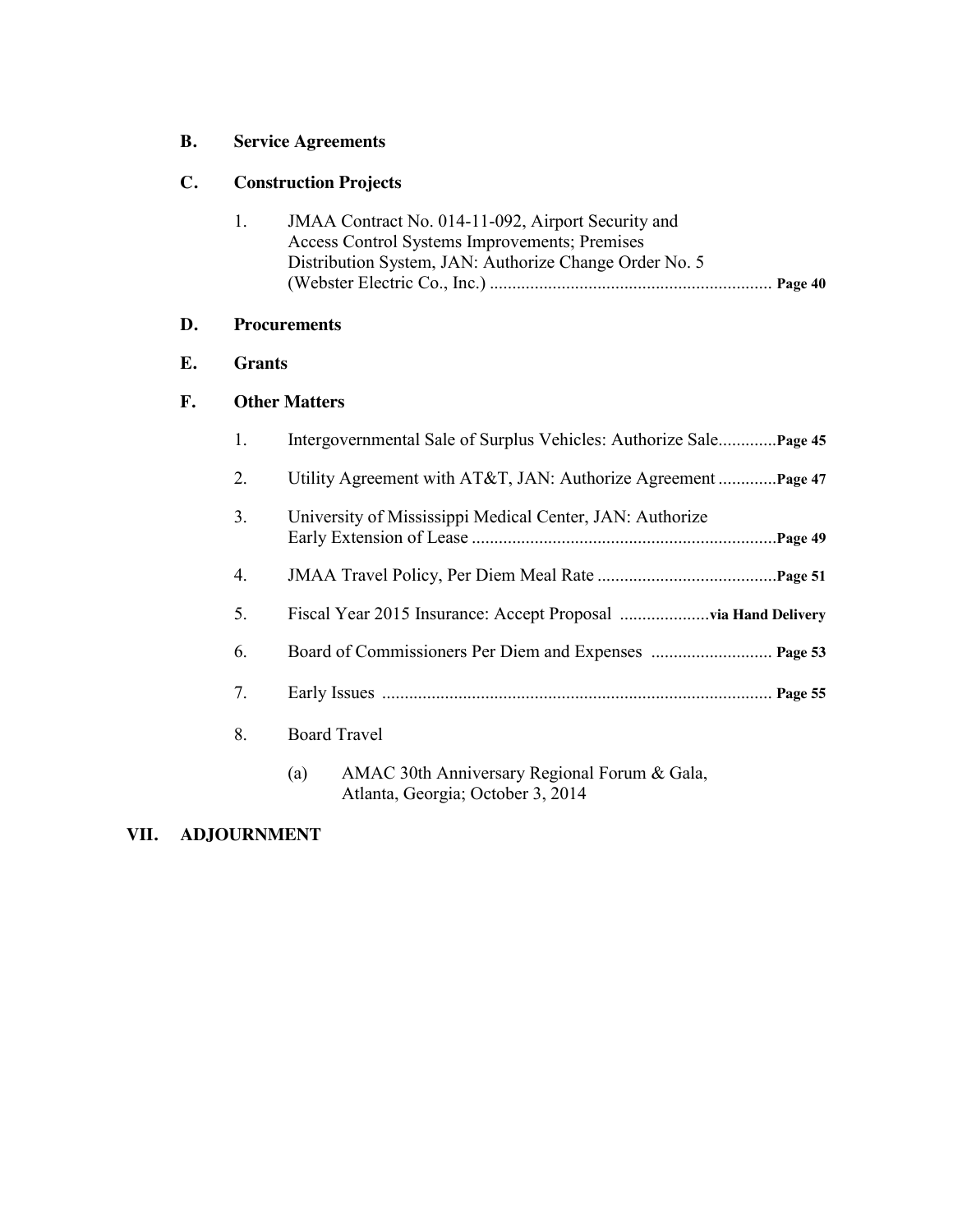**B. Service Agreements**

**C. Construction Projects**

1. JMAA Contract No. 014-11-092, Airport Security and Access Control Systems Improvements; Premises Distribution System, JAN: Authorize Change Order No. 5 (Webster Electric Co., Inc.) ............................................................... **Page 40**

**D. Procurements**

**E. Grants**

**F. Other Matters**

1. Intergovernmental Sale of Surplus Vehicles: Authorize Sale.............**Page 45**
2. Utility Agreement with AT&T, JAN: Authorize Agreement .............**Page 47**
3. University of Mississippi Medical Center, JAN: Authorize Early Extension of Lease ....................................................................**Page 49**
4. JMAA Travel Policy, Per Diem Meal Rate ........................................**Page 51**
5. Fiscal Year 2015 Insurance: Accept Proposal ....................**via Hand Delivery**
6. Board of Commissioners Per Diem and Expenses ........................... **Page 53**
7. Early Issues ....................................................................................... **Page 55**
8. Board Travel

   (a) AMAC 30th Anniversary Regional Forum & Gala, Atlanta, Georgia; October 3, 2014

**VII. ADJOURNMENT**